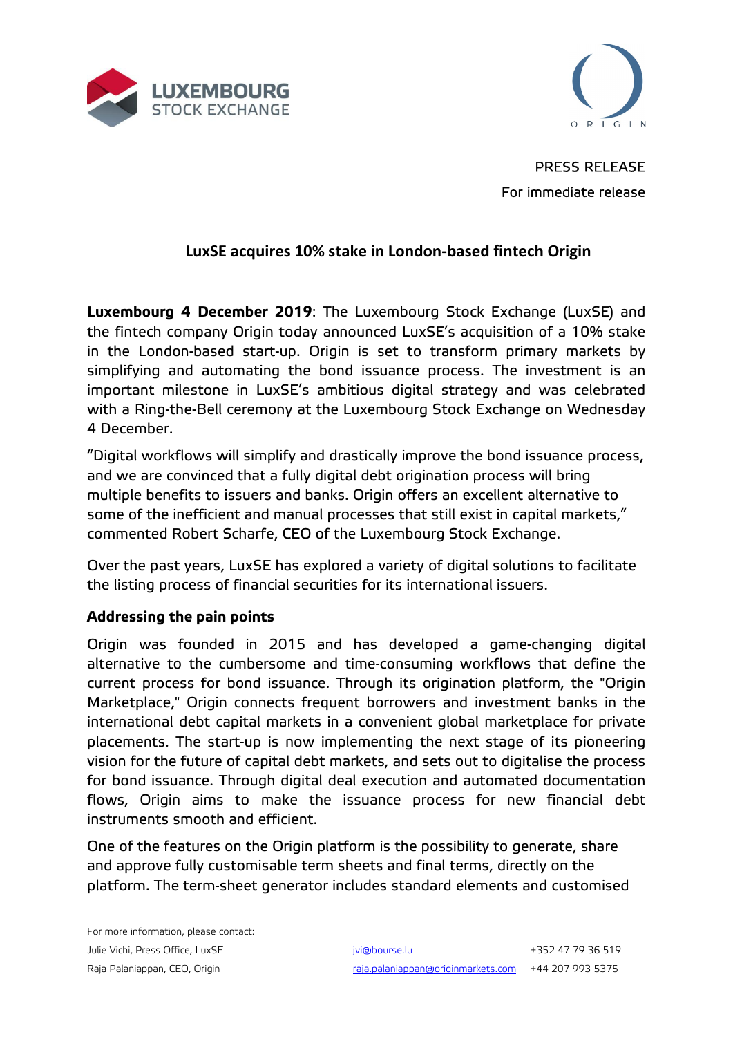LUXEMBOURG STOCK EXCHANGE

ORIGIN

PRESS RELEASE
For immediate release

## LuxSE acquires 10% stake in London-based fintech Origin

**Luxembourg 4 December 2019**: The Luxembourg Stock Exchange (LuxSE) and the fintech company Origin today announced LuxSE's acquisition of a 10% stake in the London-based start-up. Origin is set to transform primary markets by simplifying and automating the bond issuance process. The investment is an important milestone in LuxSE's ambitious digital strategy and was celebrated with a Ring-the-Bell ceremony at the Luxembourg Stock Exchange on Wednesday 4 December.

"Digital workflows will simplify and drastically improve the bond issuance process, and we are convinced that a fully digital debt origination process will bring multiple benefits to issuers and banks. Origin offers an excellent alternative to some of the inefficient and manual processes that still exist in capital markets," commented Robert Scharfe, CEO of the Luxembourg Stock Exchange.

Over the past years, LuxSE has explored a variety of digital solutions to facilitate the listing process of financial securities for its international issuers.

### Addressing the pain points

Origin was founded in 2015 and has developed a game-changing digital alternative to the cumbersome and time-consuming workflows that define the current process for bond issuance. Through its origination platform, the "Origin Marketplace," Origin connects frequent borrowers and investment banks in the international debt capital markets in a convenient global marketplace for private placements. The start-up is now implementing the next stage of its pioneering vision for the future of capital debt markets, and sets out to digitalise the process for bond issuance. Through digital deal execution and automated documentation flows, Origin aims to make the issuance process for new financial debt instruments smooth and efficient.

One of the features on the Origin platform is the possibility to generate, share and approve fully customisable term sheets and final terms, directly on the platform. The term-sheet generator includes standard elements and customised

For more information, please contact:

| | | |
|---|---|---|
| Julie Vichi, Press Office, LuxSE | jvi@bourse.lu | +352 47 79 36 519 |
| Raja Palaniappan, CEO, Origin | raja.palaniappan@originmarkets.com | +44 207 993 5375 |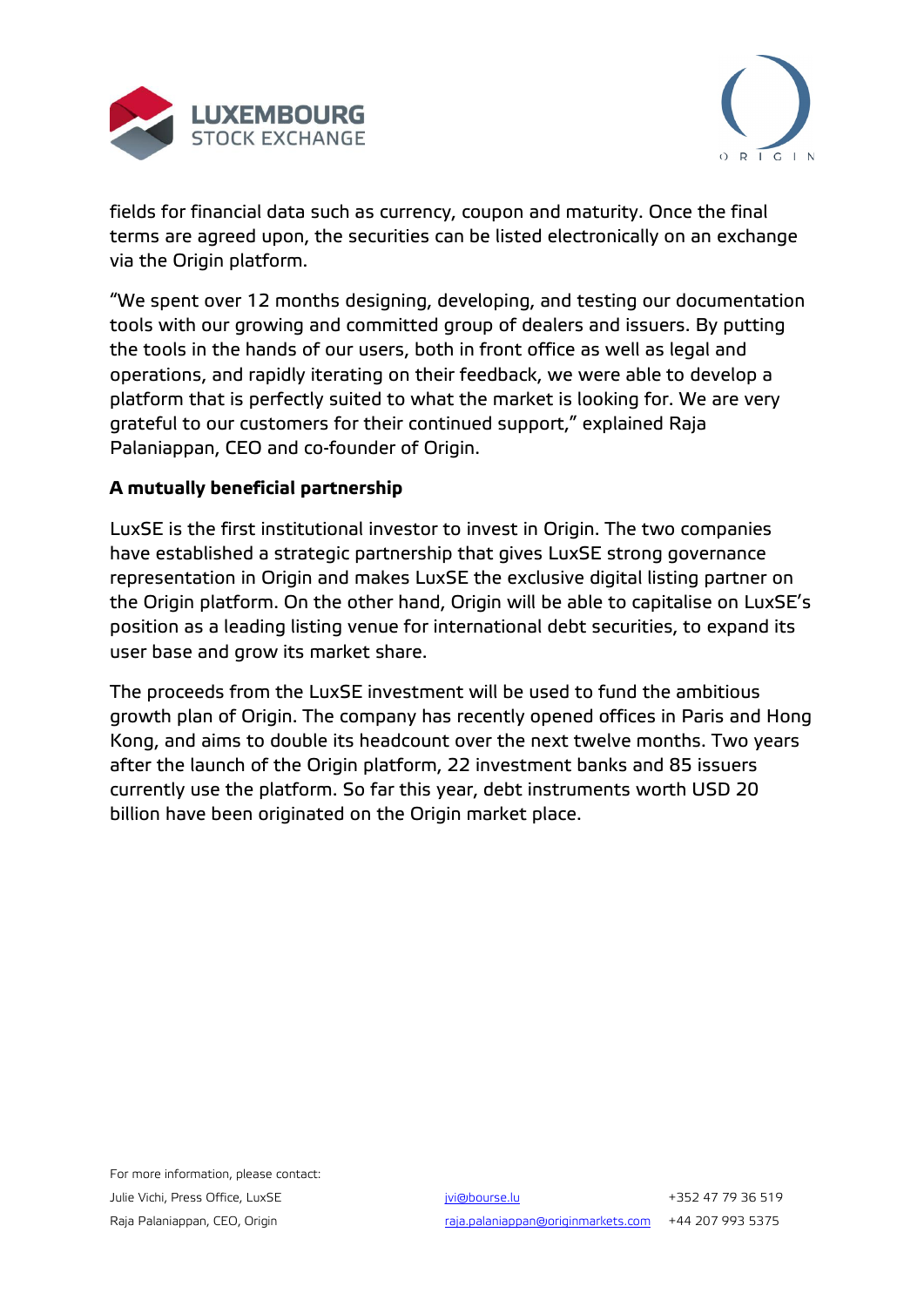fields for financial data such as currency, coupon and maturity. Once the final terms are agreed upon, the securities can be listed electronically on an exchange via the Origin platform.

"We spent over 12 months designing, developing, and testing our documentation tools with our growing and committed group of dealers and issuers. By putting the tools in the hands of our users, both in front office as well as legal and operations, and rapidly iterating on their feedback, we were able to develop a platform that is perfectly suited to what the market is looking for. We are very grateful to our customers for their continued support," explained Raja Palaniappan, CEO and co-founder of Origin.

**A mutually beneficial partnership**

LuxSE is the first institutional investor to invest in Origin. The two companies have established a strategic partnership that gives LuxSE strong governance representation in Origin and makes LuxSE the exclusive digital listing partner on the Origin platform. On the other hand, Origin will be able to capitalise on LuxSE's position as a leading listing venue for international debt securities, to expand its user base and grow its market share.

The proceeds from the LuxSE investment will be used to fund the ambitious growth plan of Origin. The company has recently opened offices in Paris and Hong Kong, and aims to double its headcount over the next twelve months. Two years after the launch of the Origin platform, 22 investment banks and 85 issuers currently use the platform. So far this year, debt instruments worth USD 20 billion have been originated on the Origin market place.

For more information, please contact:

| | | |
|---|---|---|
| Julie Vichi, Press Office, LuxSE | jvi@bourse.lu | +352 47 79 36 519 |
| Raja Palaniappan, CEO, Origin | raja.palaniappan@originmarkets.com | +44 207 993 5375 |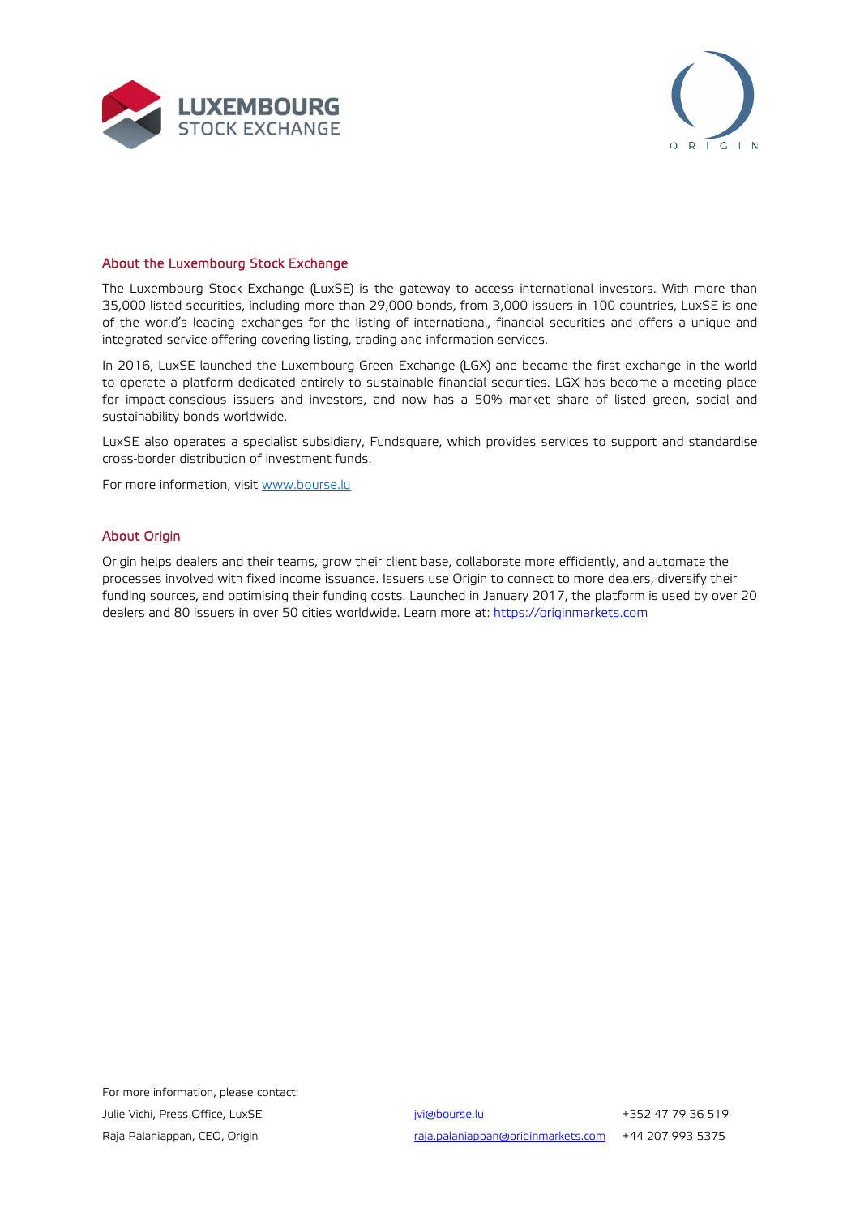## About the Luxembourg Stock Exchange

The Luxembourg Stock Exchange (LuxSE) is the gateway to access international investors. With more than 35,000 listed securities, including more than 29,000 bonds, from 3,000 issuers in 100 countries, LuxSE is one of the world's leading exchanges for the listing of international, financial securities and offers a unique and integrated service offering covering listing, trading and information services.

In 2016, LuxSE launched the Luxembourg Green Exchange (LGX) and became the first exchange in the world to operate a platform dedicated entirely to sustainable financial securities. LGX has become a meeting place for impact-conscious issuers and investors, and now has a 50% market share of listed green, social and sustainability bonds worldwide.

LuxSE also operates a specialist subsidiary, Fundsquare, which provides services to support and standardise cross-border distribution of investment funds.

For more information, visit www.bourse.lu

## About Origin

Origin helps dealers and their teams, grow their client base, collaborate more efficiently, and automate the processes involved with fixed income issuance. Issuers use Origin to connect to more dealers, diversify their funding sources, and optimising their funding costs. Launched in January 2017, the platform is used by over 20 dealers and 80 issuers in over 50 cities worldwide. Learn more at: https://originmarkets.com

For more information, please contact:

| | | |
|---|---|---|
| Julie Vichi, Press Office, LuxSE | jvi@bourse.lu | +352 47 79 36 519 |
| Raja Palaniappan, CEO, Origin | raja.palaniappan@originmarkets.com | +44 207 993 5375 |